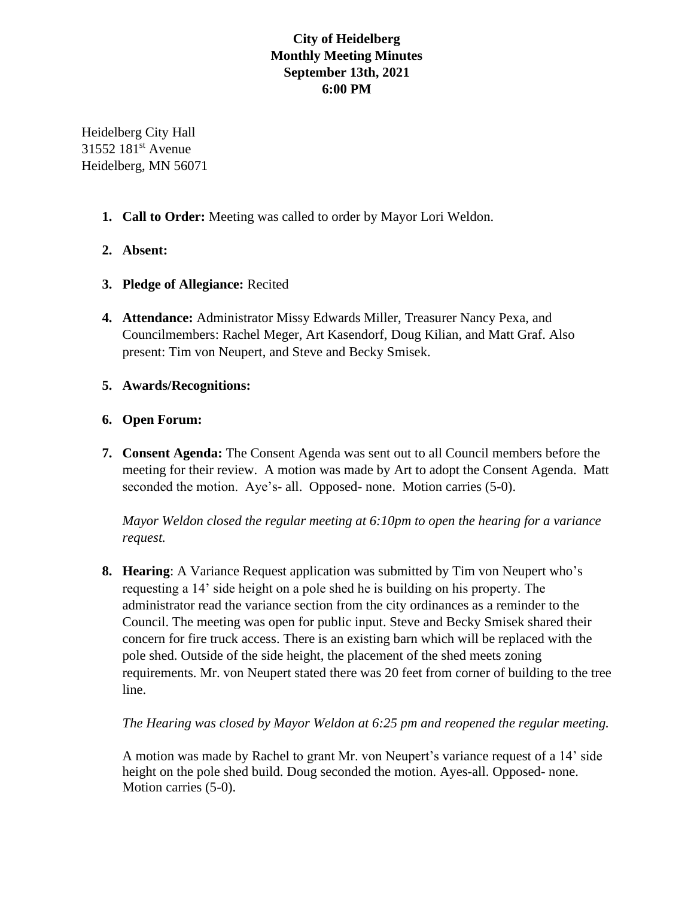**City of Heidelberg**
**Monthly Meeting Minutes**
**September 13th, 2021**
**6:00 PM**

Heidelberg City Hall
31552 181st Avenue
Heidelberg, MN 56071

1. **Call to Order:** Meeting was called to order by Mayor Lori Weldon.

2. **Absent:**

3. **Pledge of Allegiance:** Recited

4. **Attendance:** Administrator Missy Edwards Miller, Treasurer Nancy Pexa, and Councilmembers: Rachel Meger, Art Kasendorf, Doug Kilian, and Matt Graf. Also present: Tim von Neupert, and Steve and Becky Smisek.

5. **Awards/Recognitions:**

6. **Open Forum:**

7. **Consent Agenda:** The Consent Agenda was sent out to all Council members before the meeting for their review. A motion was made by Art to adopt the Consent Agenda. Matt seconded the motion. Aye's- all. Opposed- none. Motion carries (5-0).

   *Mayor Weldon closed the regular meeting at 6:10pm to open the hearing for a variance request.*

8. **Hearing**: A Variance Request application was submitted by Tim von Neupert who's requesting a 14' side height on a pole shed he is building on his property. The administrator read the variance section from the city ordinances as a reminder to the Council. The meeting was open for public input. Steve and Becky Smisek shared their concern for fire truck access. There is an existing barn which will be replaced with the pole shed. Outside of the side height, the placement of the shed meets zoning requirements. Mr. von Neupert stated there was 20 feet from corner of building to the tree line.

   *The Hearing was closed by Mayor Weldon at 6:25 pm and reopened the regular meeting.*

   A motion was made by Rachel to grant Mr. von Neupert's variance request of a 14' side height on the pole shed build. Doug seconded the motion. Ayes-all. Opposed- none. Motion carries (5-0).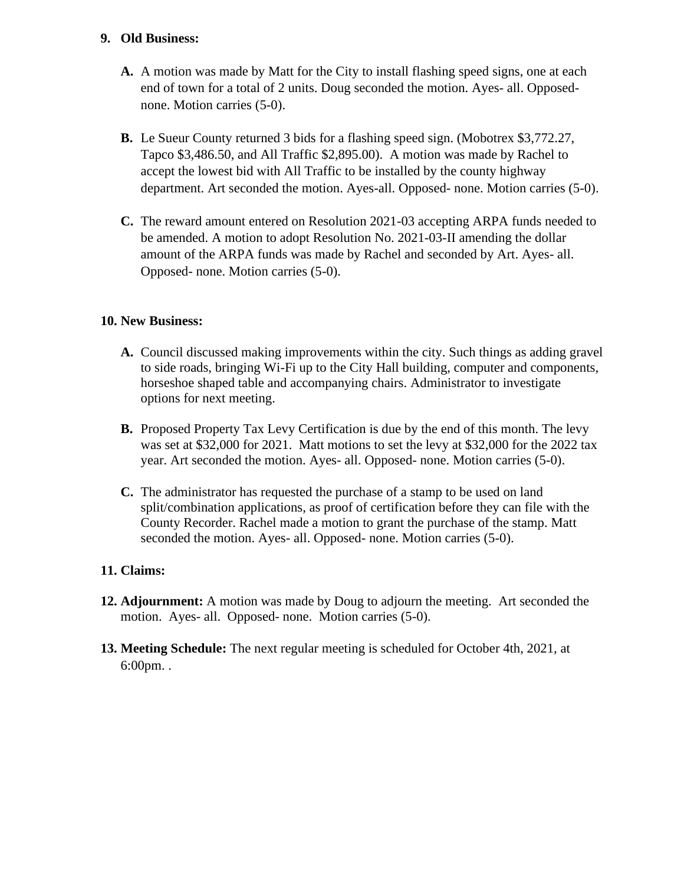9. **Old Business:**

   **A.** A motion was made by Matt for the City to install flashing speed signs, one at each end of town for a total of 2 units. Doug seconded the motion. Ayes- all. Opposed- none. Motion carries (5-0).

   **B.** Le Sueur County returned 3 bids for a flashing speed sign. (Mobotrex $3,772.27, Tapco $3,486.50, and All Traffic $2,895.00). A motion was made by Rachel to accept the lowest bid with All Traffic to be installed by the county highway department. Art seconded the motion. Ayes-all. Opposed- none. Motion carries (5-0).

   **C.** The reward amount entered on Resolution 2021-03 accepting ARPA funds needed to be amended. A motion to adopt Resolution No. 2021-03-II amending the dollar amount of the ARPA funds was made by Rachel and seconded by Art. Ayes- all. Opposed- none. Motion carries (5-0).

10. **New Business:**

    **A.** Council discussed making improvements within the city. Such things as adding gravel to side roads, bringing Wi-Fi up to the City Hall building, computer and components, horseshoe shaped table and accompanying chairs. Administrator to investigate options for next meeting.

    **B.** Proposed Property Tax Levy Certification is due by the end of this month. The levy was set at $32,000 for 2021. Matt motions to set the levy at $32,000 for the 2022 tax year. Art seconded the motion. Ayes- all. Opposed- none. Motion carries (5-0).

    **C.** The administrator has requested the purchase of a stamp to be used on land split/combination applications, as proof of certification before they can file with the County Recorder. Rachel made a motion to grant the purchase of the stamp. Matt seconded the motion. Ayes- all. Opposed- none. Motion carries (5-0).

11. **Claims:**

12. **Adjournment:** A motion was made by Doug to adjourn the meeting. Art seconded the motion. Ayes- all. Opposed- none. Motion carries (5-0).

13. **Meeting Schedule:** The next regular meeting is scheduled for October 4th, 2021, at 6:00pm. .